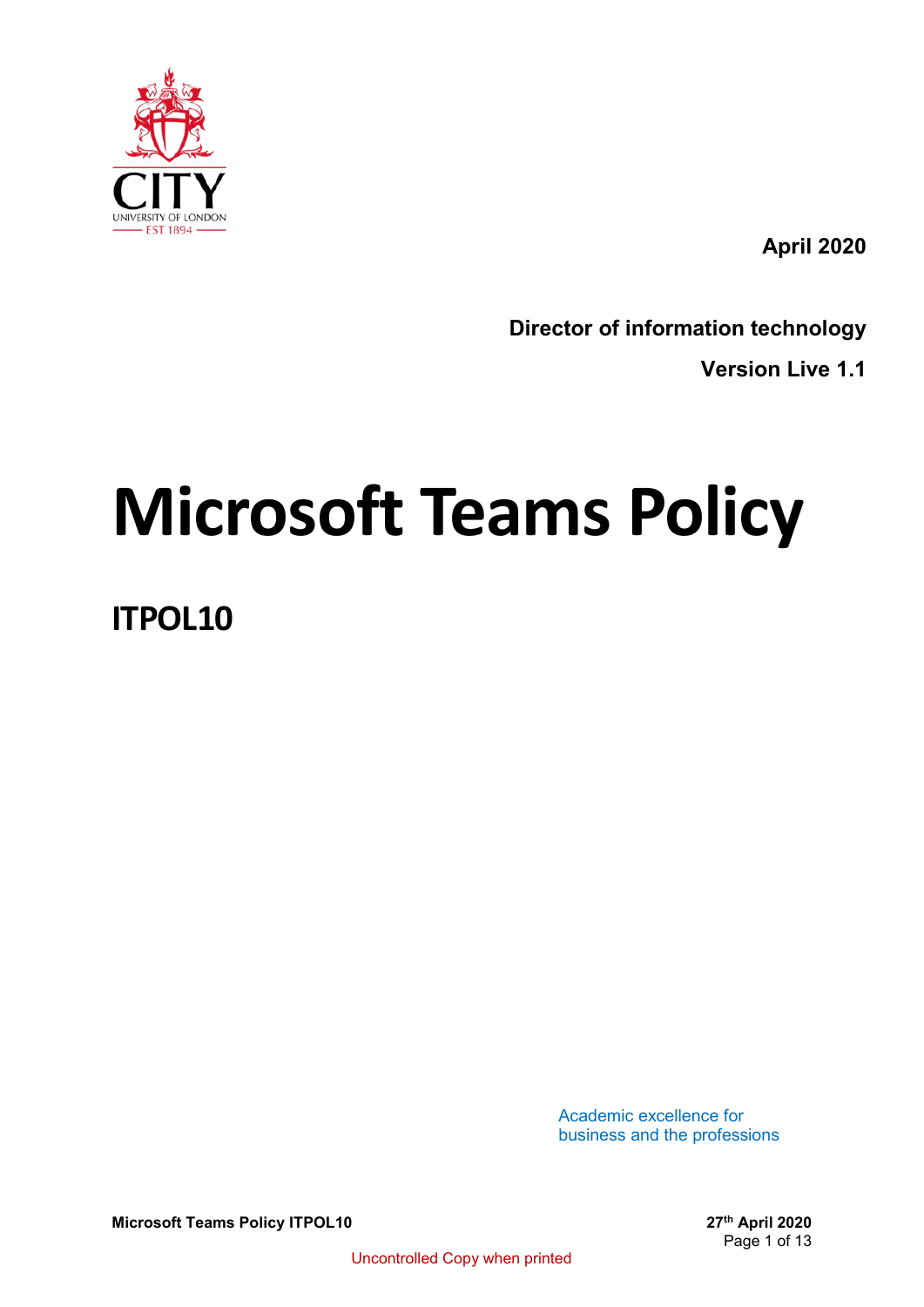April 2020

**Director of information technology**

**Version Live 1.1**

# Microsoft Teams Policy

## ITPOL10

Academic excellence for business and the professions

Uncontrolled Copy when printed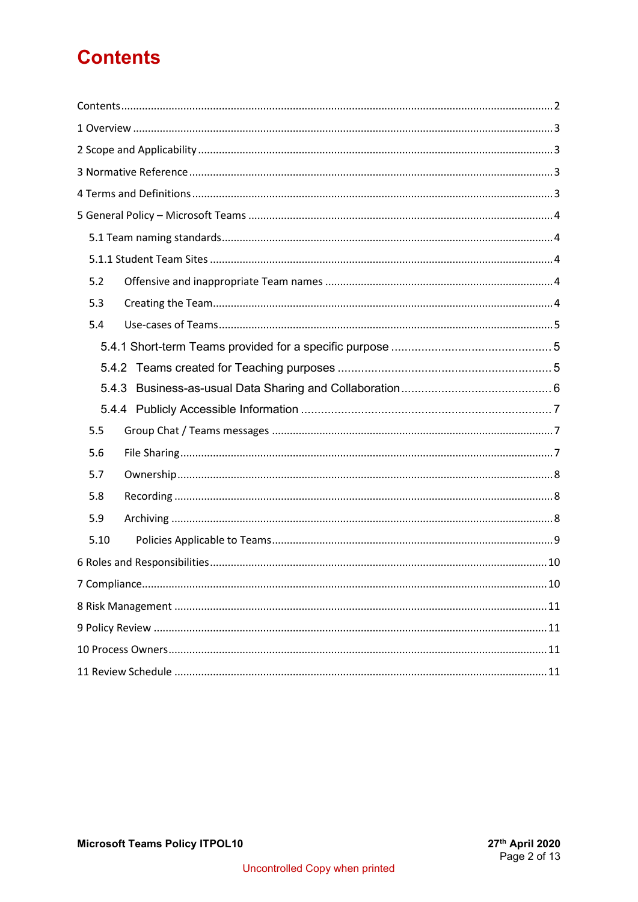# Contents

Contents ..... 2
1 Overview ..... 3
2 Scope and Applicability ..... 3
3 Normative Reference ..... 3
4 Terms and Definitions ..... 3
5 General Policy – Microsoft Teams ..... 4
- 5.1 Team naming standards ..... 4
- 5.1.1 Student Team Sites ..... 4
- 5.2 Offensive and inappropriate Team names ..... 4
- 5.3 Creating the Team ..... 4
- 5.4 Use-cases of Teams ..... 5
  - 5.4.1 Short-term Teams provided for a specific purpose ..... 5
  - 5.4.2 Teams created for Teaching purposes ..... 5
  - 5.4.3 Business-as-usual Data Sharing and Collaboration ..... 6
  - 5.4.4 Publicly Accessible Information ..... 7
- 5.5 Group Chat / Teams messages ..... 7
- 5.6 File Sharing ..... 7
- 5.7 Ownership ..... 8
- 5.8 Recording ..... 8
- 5.9 Archiving ..... 8
- 5.10 Policies Applicable to Teams ..... 9

6 Roles and Responsibilities ..... 10
7 Compliance ..... 10
8 Risk Management ..... 11
9 Policy Review ..... 11
10 Process Owners ..... 11
11 Review Schedule ..... 11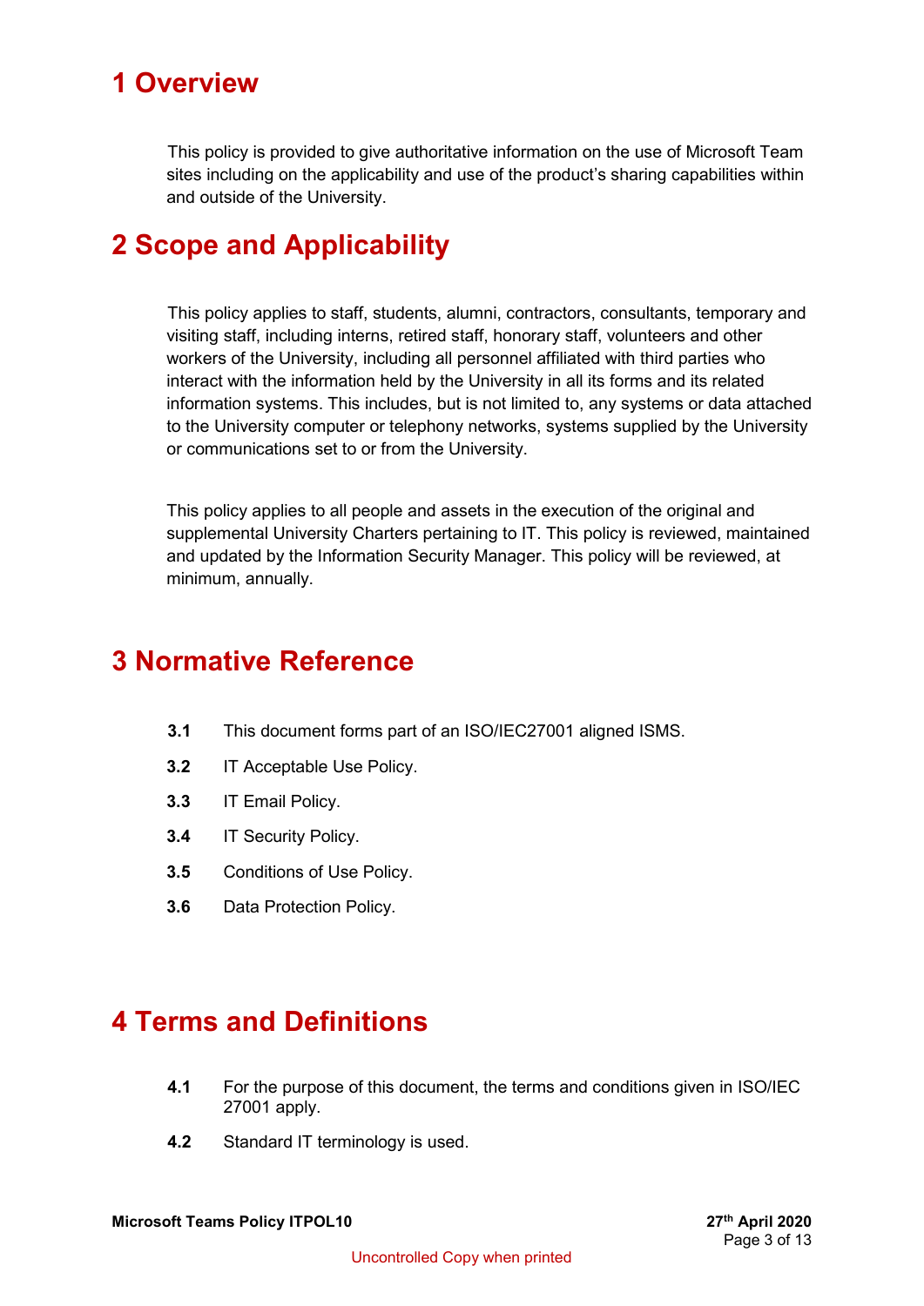# 1 Overview

This policy is provided to give authoritative information on the use of Microsoft Team sites including on the applicability and use of the product's sharing capabilities within and outside of the University.

# 2 Scope and Applicability

This policy applies to staff, students, alumni, contractors, consultants, temporary and visiting staff, including interns, retired staff, honorary staff, volunteers and other workers of the University, including all personnel affiliated with third parties who interact with the information held by the University in all its forms and its related information systems. This includes, but is not limited to, any systems or data attached to the University computer or telephony networks, systems supplied by the University or communications set to or from the University.

This policy applies to all people and assets in the execution of the original and supplemental University Charters pertaining to IT. This policy is reviewed, maintained and updated by the Information Security Manager. This policy will be reviewed, at minimum, annually.

# 3 Normative Reference

**3.1** This document forms part of an ISO/IEC27001 aligned ISMS.

**3.2** IT Acceptable Use Policy.

**3.3** IT Email Policy.

**3.4** IT Security Policy.

**3.5** Conditions of Use Policy.

**3.6** Data Protection Policy.

# 4 Terms and Definitions

**4.1** For the purpose of this document, the terms and conditions given in ISO/IEC 27001 apply.

**4.2** Standard IT terminology is used.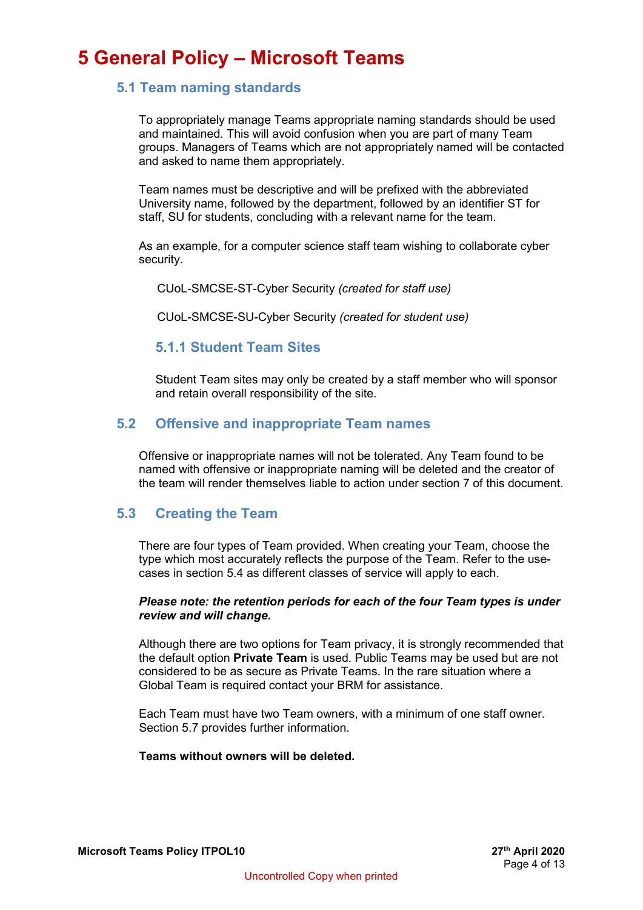# 5 General Policy – Microsoft Teams

## 5.1 Team naming standards

To appropriately manage Teams appropriate naming standards should be used and maintained. This will avoid confusion when you are part of many Team groups. Managers of Teams which are not appropriately named will be contacted and asked to name them appropriately.

Team names must be descriptive and will be prefixed with the abbreviated University name, followed by the department, followed by an identifier ST for staff, SU for students, concluding with a relevant name for the team.

As an example, for a computer science staff team wishing to collaborate cyber security.

CUoL-SMCSE-ST-Cyber Security *(created for staff use)*

CUoL-SMCSE-SU-Cyber Security *(created for student use)*

### 5.1.1 Student Team Sites

Student Team sites may only be created by a staff member who will sponsor and retain overall responsibility of the site.

## 5.2 Offensive and inappropriate Team names

Offensive or inappropriate names will not be tolerated. Any Team found to be named with offensive or inappropriate naming will be deleted and the creator of the team will render themselves liable to action under section 7 of this document.

## 5.3 Creating the Team

There are four types of Team provided. When creating your Team, choose the type which most accurately reflects the purpose of the Team. Refer to the use-cases in section 5.4 as different classes of service will apply to each.

***Please note: the retention periods for each of the four Team types is under review and will change.***

Although there are two options for Team privacy, it is strongly recommended that the default option **Private Team** is used. Public Teams may be used but are not considered to be as secure as Private Teams. In the rare situation where a Global Team is required contact your BRM for assistance.

Each Team must have two Team owners, with a minimum of one staff owner. Section 5.7 provides further information.

**Teams without owners will be deleted.**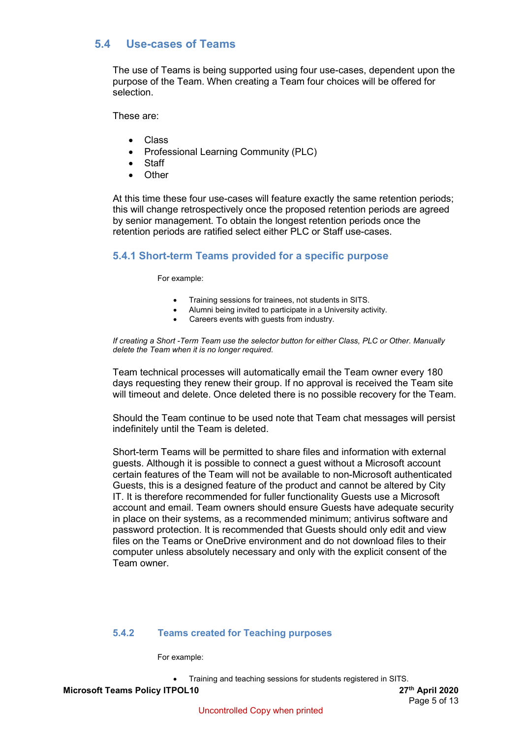## 5.4 Use-cases of Teams

The use of Teams is being supported using four use-cases, dependent upon the purpose of the Team. When creating a Team four choices will be offered for selection.

These are:

- Class
- Professional Learning Community (PLC)
- Staff
- Other

At this time these four use-cases will feature exactly the same retention periods; this will change retrospectively once the proposed retention periods are agreed by senior management. To obtain the longest retention periods once the retention periods are ratified select either PLC or Staff use-cases.

### 5.4.1 Short-term Teams provided for a specific purpose

For example:

- Training sessions for trainees, not students in SITS.
- Alumni being invited to participate in a University activity.
- Careers events with guests from industry.

*If creating a Short -Term Team use the selector button for either Class, PLC or Other. Manually delete the Team when it is no longer required.*

Team technical processes will automatically email the Team owner every 180 days requesting they renew their group. If no approval is received the Team site will timeout and delete. Once deleted there is no possible recovery for the Team.

Should the Team continue to be used note that Team chat messages will persist indefinitely until the Team is deleted.

Short-term Teams will be permitted to share files and information with external guests. Although it is possible to connect a guest without a Microsoft account certain features of the Team will not be available to non-Microsoft authenticated Guests, this is a designed feature of the product and cannot be altered by City IT. It is therefore recommended for fuller functionality Guests use a Microsoft account and email. Team owners should ensure Guests have adequate security in place on their systems, as a recommended minimum; antivirus software and password protection. It is recommended that Guests should only edit and view files on the Teams or OneDrive environment and do not download files to their computer unless absolutely necessary and only with the explicit consent of the Team owner.

### 5.4.2 Teams created for Teaching purposes

For example:

- Training and teaching sessions for students registered in SITS.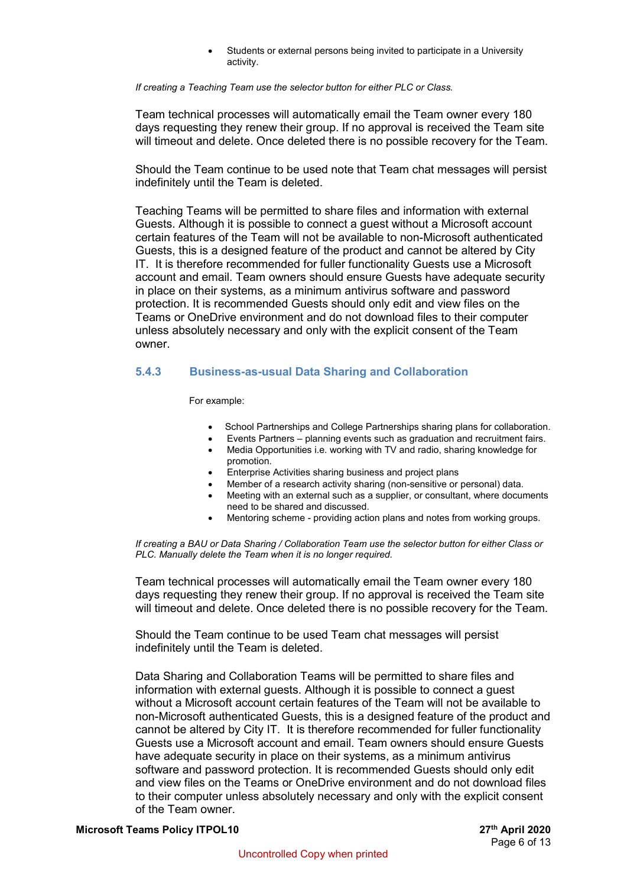- Students or external persons being invited to participate in a University activity.

*If creating a Teaching Team use the selector button for either PLC or Class.*

Team technical processes will automatically email the Team owner every 180 days requesting they renew their group. If no approval is received the Team site will timeout and delete. Once deleted there is no possible recovery for the Team.

Should the Team continue to be used note that Team chat messages will persist indefinitely until the Team is deleted.

Teaching Teams will be permitted to share files and information with external Guests. Although it is possible to connect a guest without a Microsoft account certain features of the Team will not be available to non-Microsoft authenticated Guests, this is a designed feature of the product and cannot be altered by City IT. It is therefore recommended for fuller functionality Guests use a Microsoft account and email. Team owners should ensure Guests have adequate security in place on their systems, as a minimum antivirus software and password protection. It is recommended Guests should only edit and view files on the Teams or OneDrive environment and do not download files to their computer unless absolutely necessary and only with the explicit consent of the Team owner.

### 5.4.3 Business-as-usual Data Sharing and Collaboration

For example:

- School Partnerships and College Partnerships sharing plans for collaboration.
- Events Partners – planning events such as graduation and recruitment fairs.
- Media Opportunities i.e. working with TV and radio, sharing knowledge for promotion.
- Enterprise Activities sharing business and project plans
- Member of a research activity sharing (non-sensitive or personal) data.
- Meeting with an external such as a supplier, or consultant, where documents need to be shared and discussed.
- Mentoring scheme - providing action plans and notes from working groups.

*If creating a BAU or Data Sharing / Collaboration Team use the selector button for either Class or PLC. Manually delete the Team when it is no longer required.*

Team technical processes will automatically email the Team owner every 180 days requesting they renew their group. If no approval is received the Team site will timeout and delete. Once deleted there is no possible recovery for the Team.

Should the Team continue to be used Team chat messages will persist indefinitely until the Team is deleted.

Data Sharing and Collaboration Teams will be permitted to share files and information with external guests. Although it is possible to connect a guest without a Microsoft account certain features of the Team will not be available to non-Microsoft authenticated Guests, this is a designed feature of the product and cannot be altered by City IT. It is therefore recommended for fuller functionality Guests use a Microsoft account and email. Team owners should ensure Guests have adequate security in place on their systems, as a minimum antivirus software and password protection. It is recommended Guests should only edit and view files on the Teams or OneDrive environment and do not download files to their computer unless absolutely necessary and only with the explicit consent of the Team owner.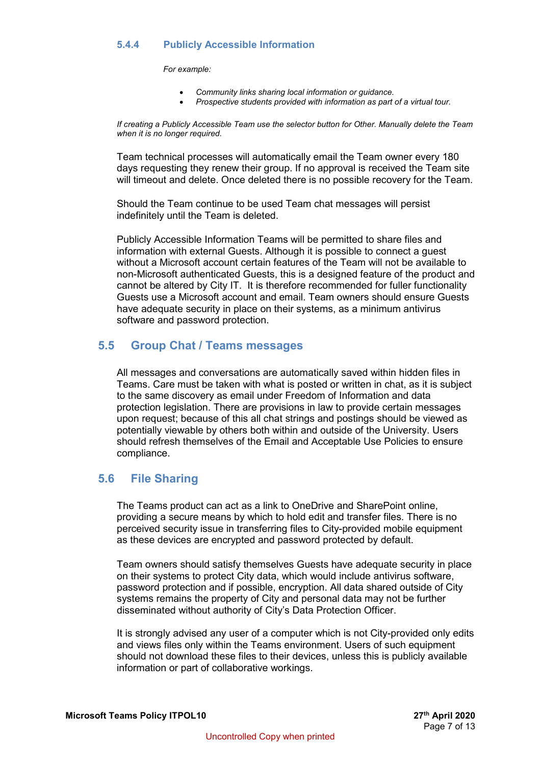#### 5.4.4 Publicly Accessible Information

*For example:*

- *Community links sharing local information or guidance.*
- *Prospective students provided with information as part of a virtual tour.*

*If creating a Publicly Accessible Team use the selector button for Other. Manually delete the Team when it is no longer required.*

Team technical processes will automatically email the Team owner every 180 days requesting they renew their group. If no approval is received the Team site will timeout and delete. Once deleted there is no possible recovery for the Team.

Should the Team continue to be used Team chat messages will persist indefinitely until the Team is deleted.

Publicly Accessible Information Teams will be permitted to share files and information with external Guests. Although it is possible to connect a guest without a Microsoft account certain features of the Team will not be available to non-Microsoft authenticated Guests, this is a designed feature of the product and cannot be altered by City IT. It is therefore recommended for fuller functionality Guests use a Microsoft account and email. Team owners should ensure Guests have adequate security in place on their systems, as a minimum antivirus software and password protection.

### 5.5 Group Chat / Teams messages

All messages and conversations are automatically saved within hidden files in Teams. Care must be taken with what is posted or written in chat, as it is subject to the same discovery as email under Freedom of Information and data protection legislation. There are provisions in law to provide certain messages upon request; because of this all chat strings and postings should be viewed as potentially viewable by others both within and outside of the University. Users should refresh themselves of the Email and Acceptable Use Policies to ensure compliance.

### 5.6 File Sharing

The Teams product can act as a link to OneDrive and SharePoint online, providing a secure means by which to hold edit and transfer files. There is no perceived security issue in transferring files to City-provided mobile equipment as these devices are encrypted and password protected by default.

Team owners should satisfy themselves Guests have adequate security in place on their systems to protect City data, which would include antivirus software, password protection and if possible, encryption. All data shared outside of City systems remains the property of City and personal data may not be further disseminated without authority of City's Data Protection Officer.

It is strongly advised any user of a computer which is not City-provided only edits and views files only within the Teams environment. Users of such equipment should not download these files to their devices, unless this is publicly available information or part of collaborative workings.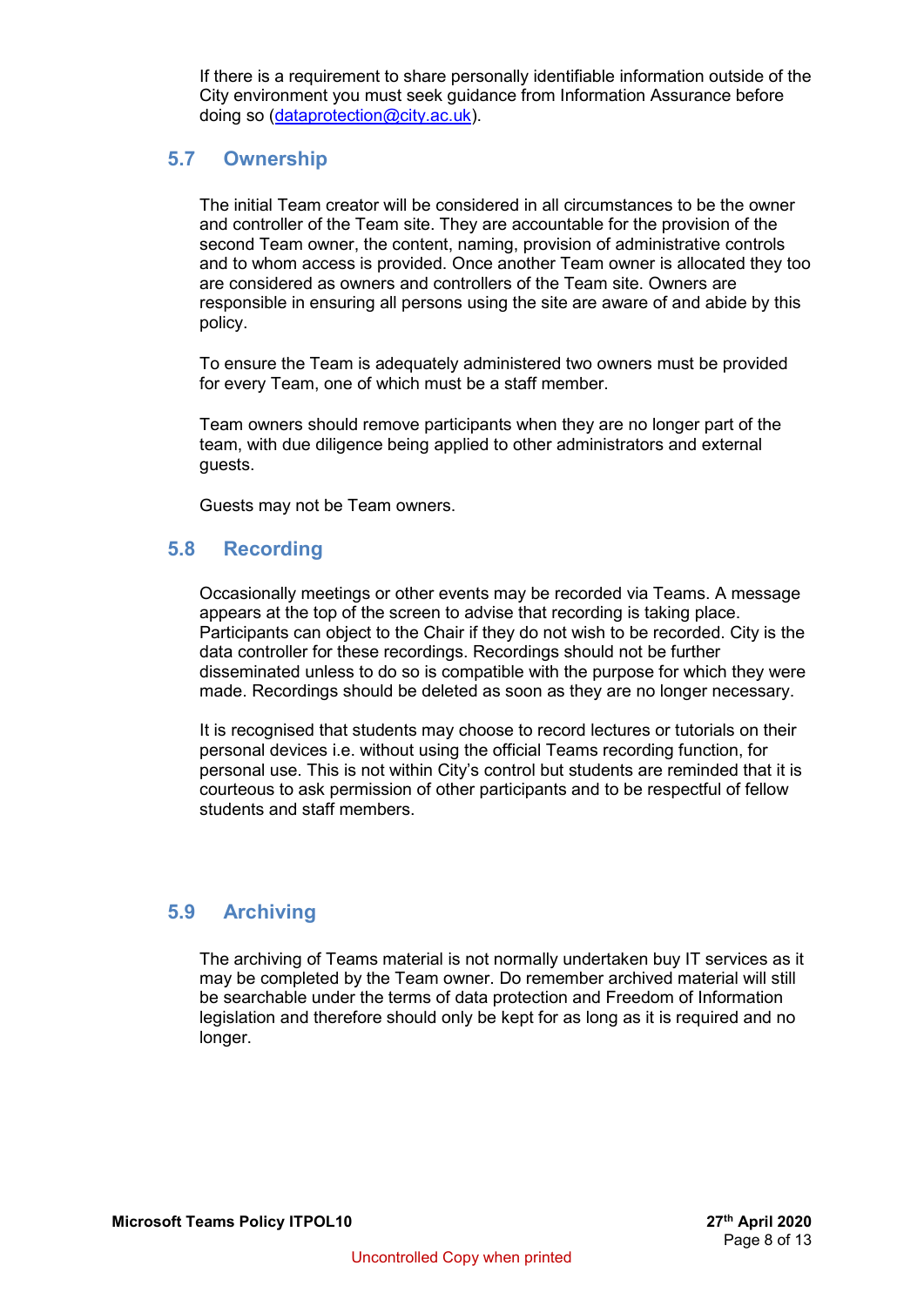If there is a requirement to share personally identifiable information outside of the City environment you must seek guidance from Information Assurance before doing so (dataprotection@city.ac.uk).

## 5.7 Ownership

The initial Team creator will be considered in all circumstances to be the owner and controller of the Team site. They are accountable for the provision of the second Team owner, the content, naming, provision of administrative controls and to whom access is provided. Once another Team owner is allocated they too are considered as owners and controllers of the Team site. Owners are responsible in ensuring all persons using the site are aware of and abide by this policy.

To ensure the Team is adequately administered two owners must be provided for every Team, one of which must be a staff member.

Team owners should remove participants when they are no longer part of the team, with due diligence being applied to other administrators and external guests.

Guests may not be Team owners.

## 5.8 Recording

Occasionally meetings or other events may be recorded via Teams. A message appears at the top of the screen to advise that recording is taking place. Participants can object to the Chair if they do not wish to be recorded. City is the data controller for these recordings. Recordings should not be further disseminated unless to do so is compatible with the purpose for which they were made. Recordings should be deleted as soon as they are no longer necessary.

It is recognised that students may choose to record lectures or tutorials on their personal devices i.e. without using the official Teams recording function, for personal use. This is not within City's control but students are reminded that it is courteous to ask permission of other participants and to be respectful of fellow students and staff members.

## 5.9 Archiving

The archiving of Teams material is not normally undertaken buy IT services as it may be completed by the Team owner. Do remember archived material will still be searchable under the terms of data protection and Freedom of Information legislation and therefore should only be kept for as long as it is required and no longer.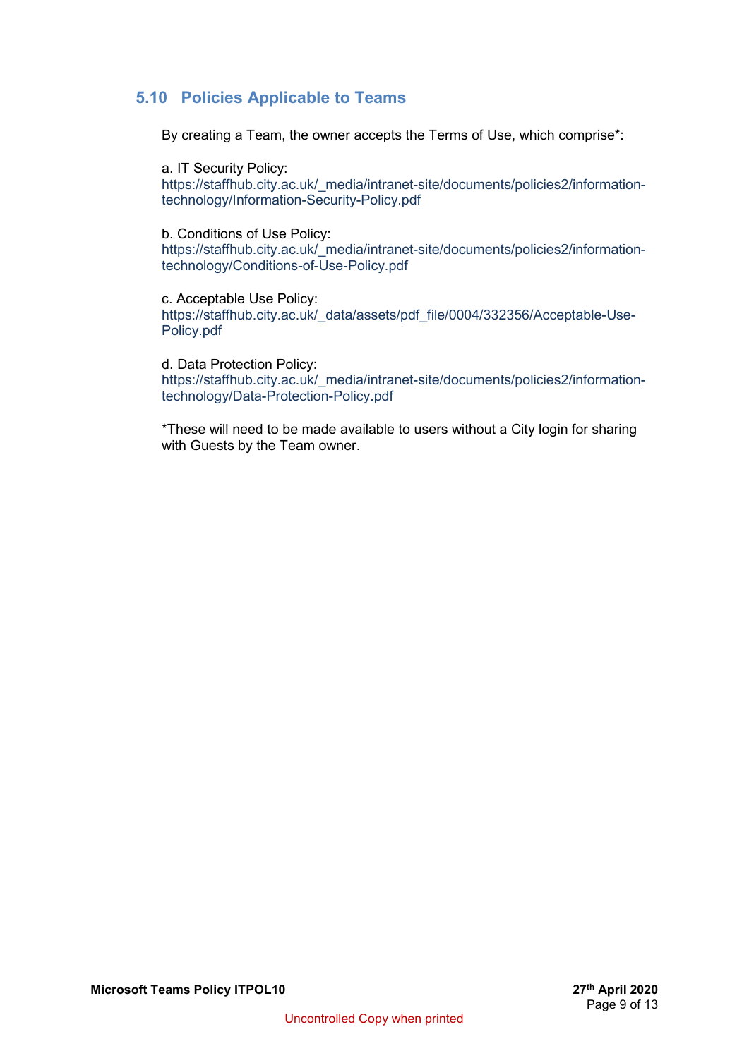## 5.10 Policies Applicable to Teams

By creating a Team, the owner accepts the Terms of Use, which comprise*:

a. IT Security Policy:
https://staffhub.city.ac.uk/_media/intranet-site/documents/policies2/information-technology/Information-Security-Policy.pdf

b. Conditions of Use Policy:
https://staffhub.city.ac.uk/_media/intranet-site/documents/policies2/information-technology/Conditions-of-Use-Policy.pdf

c. Acceptable Use Policy:
https://staffhub.city.ac.uk/_data/assets/pdf_file/0004/332356/Acceptable-Use-Policy.pdf

d. Data Protection Policy:
https://staffhub.city.ac.uk/_media/intranet-site/documents/policies2/information-technology/Data-Protection-Policy.pdf

*These will need to be made available to users without a City login for sharing with Guests by the Team owner.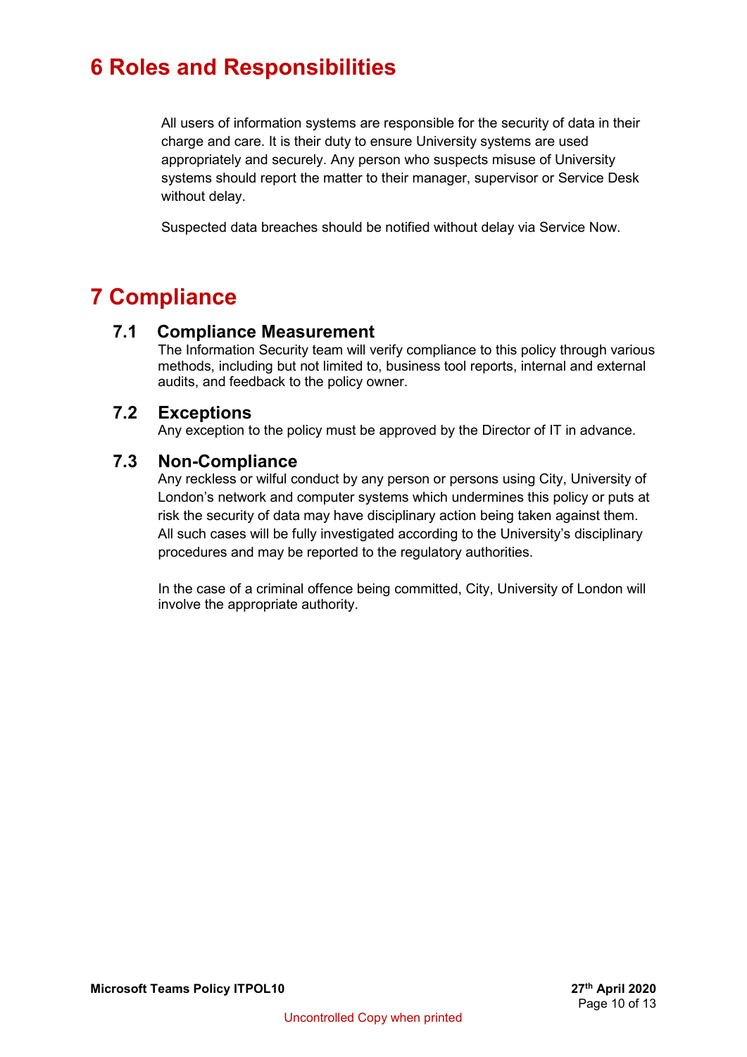# 6 Roles and Responsibilities

All users of information systems are responsible for the security of data in their charge and care. It is their duty to ensure University systems are used appropriately and securely. Any person who suspects misuse of University systems should report the matter to their manager, supervisor or Service Desk without delay.

Suspected data breaches should be notified without delay via Service Now.

# 7 Compliance

## 7.1 Compliance Measurement

The Information Security team will verify compliance to this policy through various methods, including but not limited to, business tool reports, internal and external audits, and feedback to the policy owner.

## 7.2 Exceptions

Any exception to the policy must be approved by the Director of IT in advance.

## 7.3 Non-Compliance

Any reckless or wilful conduct by any person or persons using City, University of London's network and computer systems which undermines this policy or puts at risk the security of data may have disciplinary action being taken against them. All such cases will be fully investigated according to the University's disciplinary procedures and may be reported to the regulatory authorities.

In the case of a criminal offence being committed, City, University of London will involve the appropriate authority.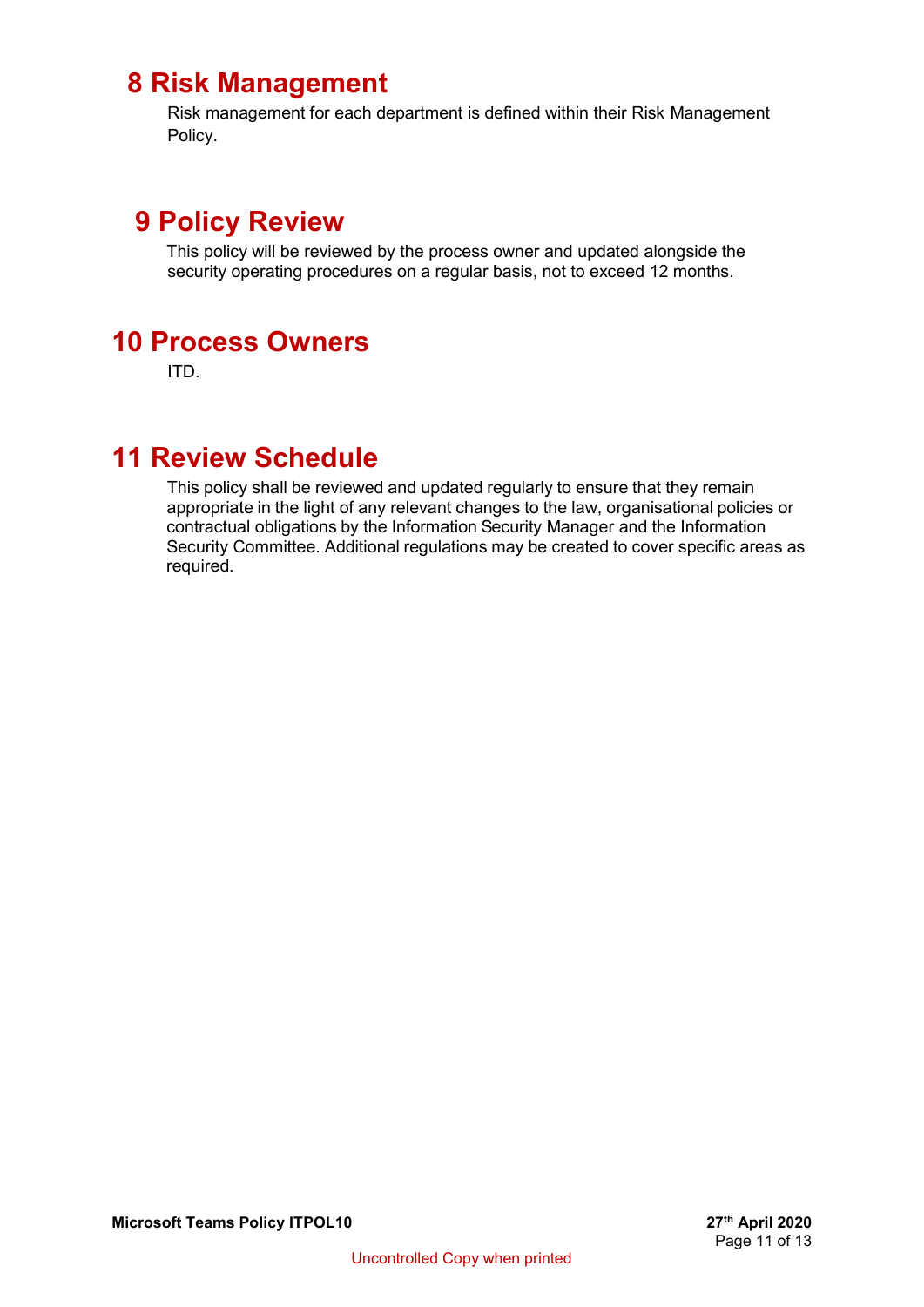# 8 Risk Management

Risk management for each department is defined within their Risk Management Policy.

# 9 Policy Review

This policy will be reviewed by the process owner and updated alongside the security operating procedures on a regular basis, not to exceed 12 months.

# 10 Process Owners

ITD.

# 11 Review Schedule

This policy shall be reviewed and updated regularly to ensure that they remain appropriate in the light of any relevant changes to the law, organisational policies or contractual obligations by the Information Security Manager and the Information Security Committee. Additional regulations may be created to cover specific areas as required.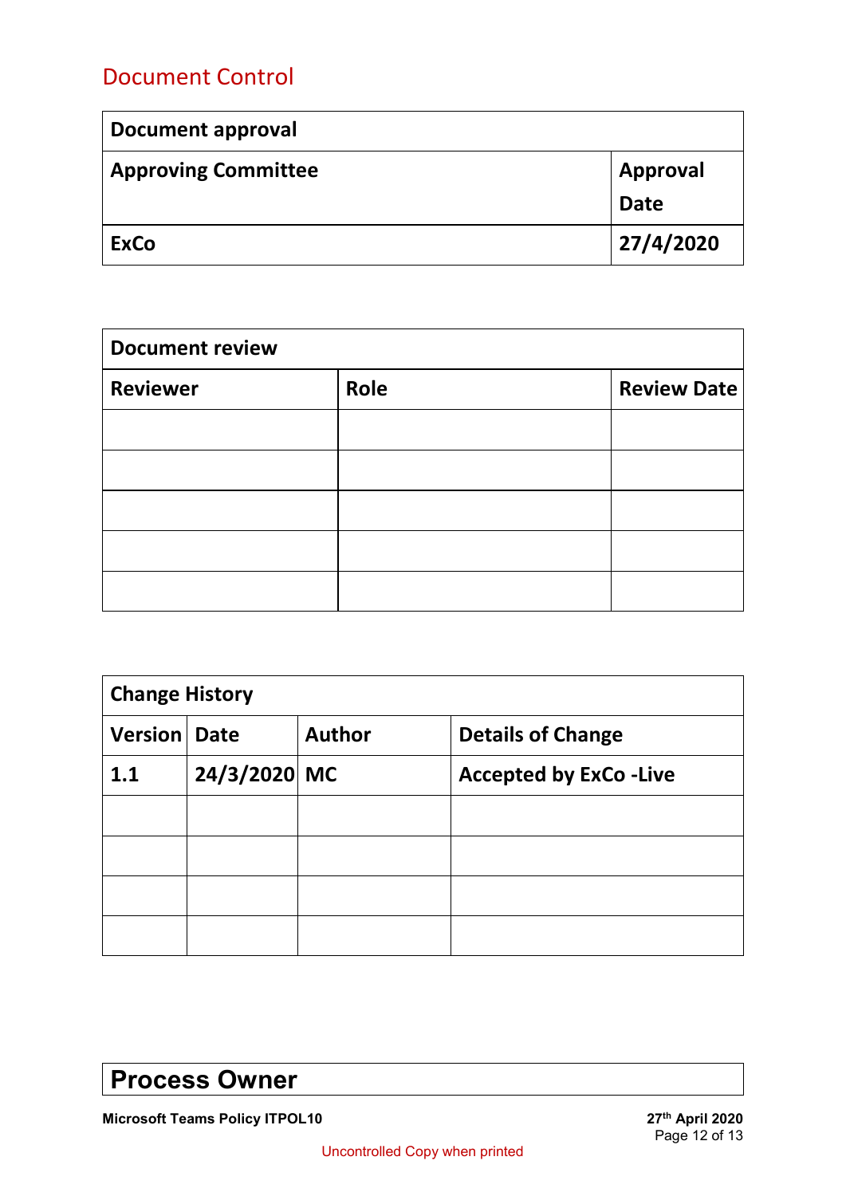## Document Control

| **Document approval** | |
|---|---|
| **Approving Committee** | **Approval Date** |
| **ExCo** | **27/4/2020** |

| **Document review** | | |
|---|---|---|
| **Reviewer** | **Role** | **Review Date** |
| | | |
| | | |
| | | |
| | | |
| | | |

| **Change History** | | | |
|---|---|---|---|
| **Version** | **Date** | **Author** | **Details of Change** |
| **1.1** | **24/3/2020** | **MC** | **Accepted by ExCo -Live** |
| | | | |
| | | | |
| | | | |
| | | | |

## Process Owner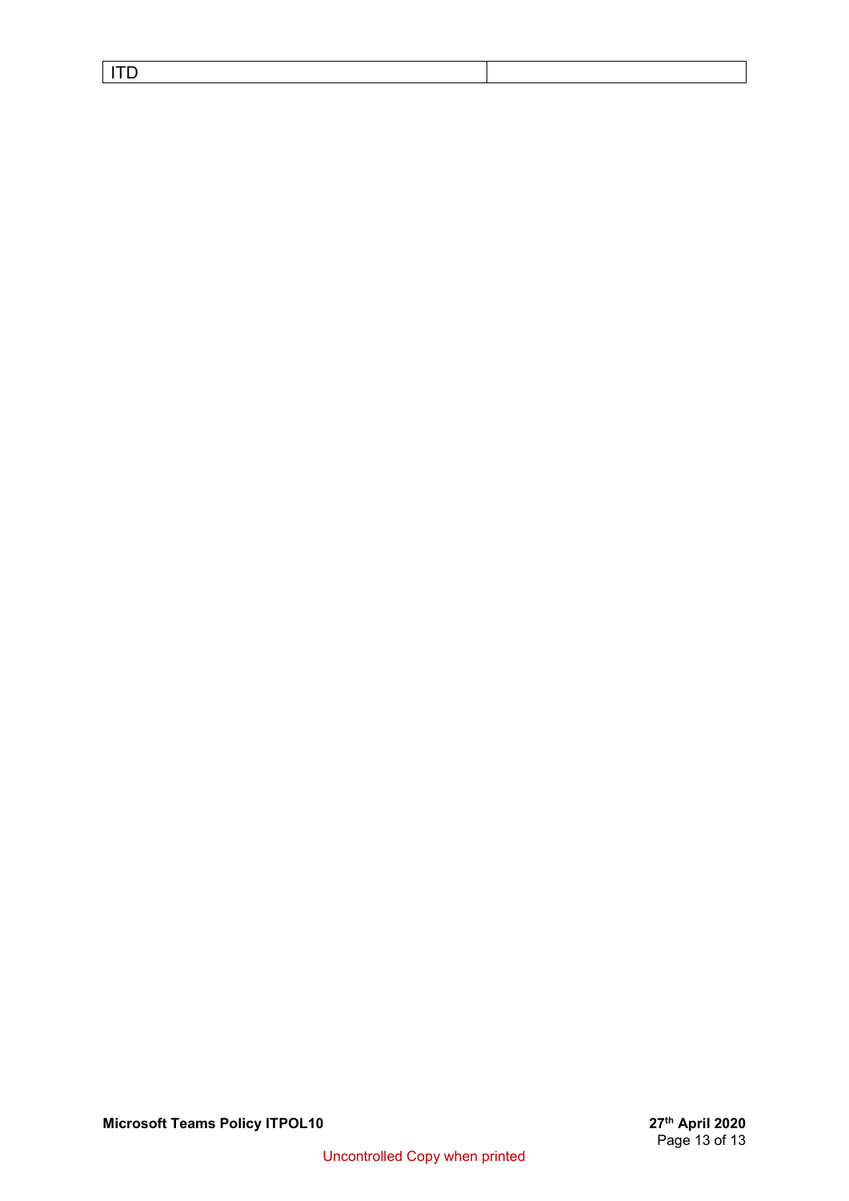| | |
|---|---|
| ITD | |